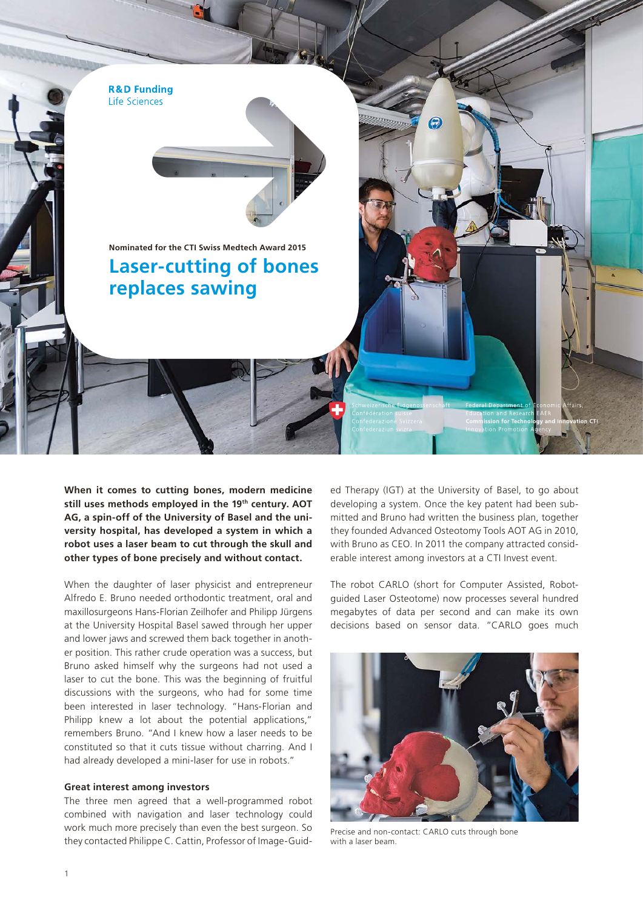**R&D Funding**
Life Sciences

Nominated for the CTI Swiss Medtech Award 2015

# Laser-cutting of bones replaces sawing

Schweizerische Eidgenossenschaft
Confédération suisse
Confederazione Svizzera
Confederaziun svizra

Federal Department of Economic Affairs, Education and Research EAER
**Commission for Technology and Innovation CTI**
Innovation Promotion Agency

**When it comes to cutting bones, modern medicine still uses methods employed in the 19th century. AOT AG, a spin-off of the University of Basel and the university hospital, has developed a system in which a robot uses a laser beam to cut through the skull and other types of bone precisely and without contact.**

When the daughter of laser physicist and entrepreneur Alfredo E. Bruno needed orthodontic treatment, oral and maxillosurgeons Hans-Florian Zeilhofer and Philipp Jürgens at the University Hospital Basel sawed through her upper and lower jaws and screwed them back together in another position. This rather crude operation was a success, but Bruno asked himself why the surgeons had not used a laser to cut the bone. This was the beginning of fruitful discussions with the surgeons, who had for some time been interested in laser technology. "Hans-Florian and Philipp knew a lot about the potential applications," remembers Bruno. "And I knew how a laser needs to be constituted so that it cuts tissue without charring. And I had already developed a mini-laser for use in robots."

### Great interest among investors

The three men agreed that a well-programmed robot combined with navigation and laser technology could work much more precisely than even the best surgeon. So they contacted Philippe C. Cattin, Professor of Image-Guided Therapy (IGT) at the University of Basel, to go about developing a system. Once the key patent had been submitted and Bruno had written the business plan, together they founded Advanced Osteotomy Tools AOT AG in 2010, with Bruno as CEO. In 2011 the company attracted considerable interest among investors at a CTI Invest event.

The robot CARLO (short for Computer Assisted, Robot-guided Laser Osteotome) now processes several hundred megabytes of data per second and can make its own decisions based on sensor data. "CARLO goes much

Precise and non-contact: CARLO cuts through bone with a laser beam.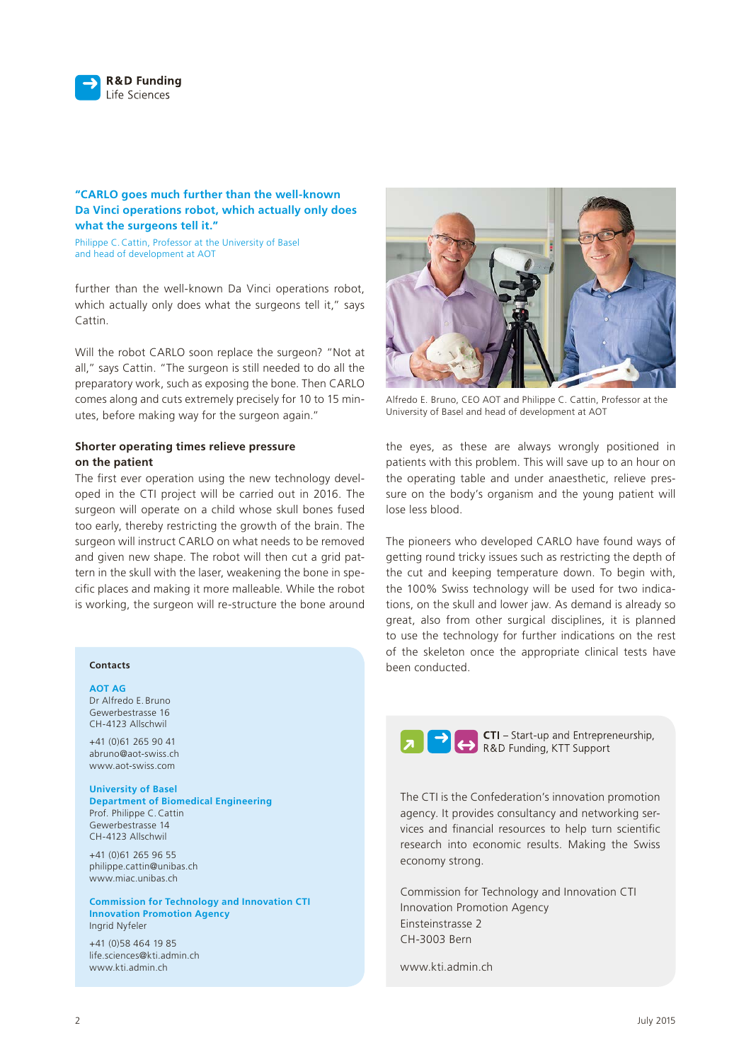**"CARLO goes much further than the well-known Da Vinci operations robot, which actually only does what the surgeons tell it."**

Philippe C. Cattin, Professor at the University of Basel and head of development at AOT

further than the well-known Da Vinci operations robot, which actually only does what the surgeons tell it," says Cattin.

Will the robot CARLO soon replace the surgeon? "Not at all," says Cattin. "The surgeon is still needed to do all the preparatory work, such as exposing the bone. Then CARLO comes along and cuts extremely precisely for 10 to 15 minutes, before making way for the surgeon again."

### Shorter operating times relieve pressure on the patient

The first ever operation using the new technology developed in the CTI project will be carried out in 2016. The surgeon will operate on a child whose skull bones fused too early, thereby restricting the growth of the brain. The surgeon will instruct CARLO on what needs to be removed and given new shape. The robot will then cut a grid pattern in the skull with the laser, weakening the bone in specific places and making it more malleable. While the robot is working, the surgeon will re-structure the bone around the eyes, as these are always wrongly positioned in patients with this problem. This will save up to an hour on the operating table and under anaesthetic, relieve pressure on the body's organism and the young patient will lose less blood.

The pioneers who developed CARLO have found ways of getting round tricky issues such as restricting the depth of the cut and keeping temperature down. To begin with, the 100% Swiss technology will be used for two indications, on the skull and lower jaw. As demand is already so great, also from other surgical disciplines, it is planned to use the technology for further indications on the rest of the skeleton once the appropriate clinical tests have been conducted.

Alfredo E. Bruno, CEO AOT and Philippe C. Cattin, Professor at the University of Basel and head of development at AOT

**Contacts**

**AOT AG**
Dr Alfredo E. Bruno
Gewerbestrasse 16
CH-4123 Allschwil

+41 (0)61 265 90 41
abruno@aot-swiss.ch
www.aot-swiss.com

**University of Basel**
**Department of Biomedical Engineering**
Prof. Philippe C. Cattin
Gewerbestrasse 14
CH-4123 Allschwil

+41 (0)61 265 96 55
philippe.cattin@unibas.ch
www.miac.unibas.ch

**Commission for Technology and Innovation CTI**
**Innovation Promotion Agency**
Ingrid Nyfeler

+41 (0)58 464 19 85
life.sciences@kti.admin.ch
www.kti.admin.ch

**CTI** – Start-up and Entrepreneurship, R&D Funding, KTT Support

The CTI is the Confederation's innovation promotion agency. It provides consultancy and networking services and financial resources to help turn scientific research into economic results. Making the Swiss economy strong.

Commission for Technology and Innovation CTI
Innovation Promotion Agency
Einsteinstrasse 2
CH-3003 Bern

www.kti.admin.ch